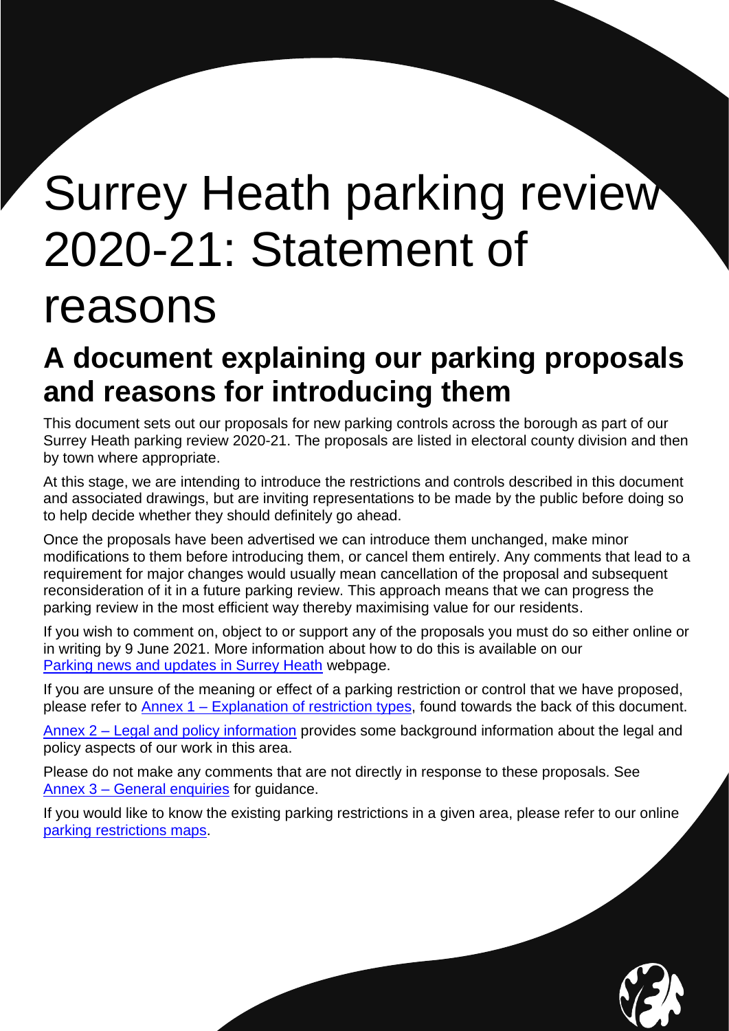# Surrey Heath parking review 2020-21: Statement of reasons

## A document explaining our parking proposals and reasons for introducing them

This document sets out our proposals for new parking controls across the borough as part of our Surrey Heath parking review 2020-21. The proposals are listed in electoral county division and then by town where appropriate.

At this stage, we are intending to introduce the restrictions and controls described in this document and associated drawings, but are inviting representations to be made by the public before doing so to help decide whether they should definitely go ahead.

Once the proposals have been advertised we can introduce them unchanged, make minor modifications to them before introducing them, or cancel them entirely. Any comments that lead to a requirement for major changes would usually mean cancellation of the proposal and subsequent reconsideration of it in a future parking review. This approach means that we can progress the parking review in the most efficient way thereby maximising value for our residents.

If you wish to comment on, object to or support any of the proposals you must do so either online or in writing by 9 June 2021. More information about how to do this is available on our Parking news and updates in Surrey Heath webpage.

If you are unsure of the meaning or effect of a parking restriction or control that we have proposed, please refer to Annex 1 – Explanation of restriction types, found towards the back of this document.

Annex 2 – Legal and policy information provides some background information about the legal and policy aspects of our work in this area.

Please do not make any comments that are not directly in response to these proposals. See Annex 3 – General enquiries for guidance.

If you would like to know the existing parking restrictions in a given area, please refer to our online parking restrictions maps.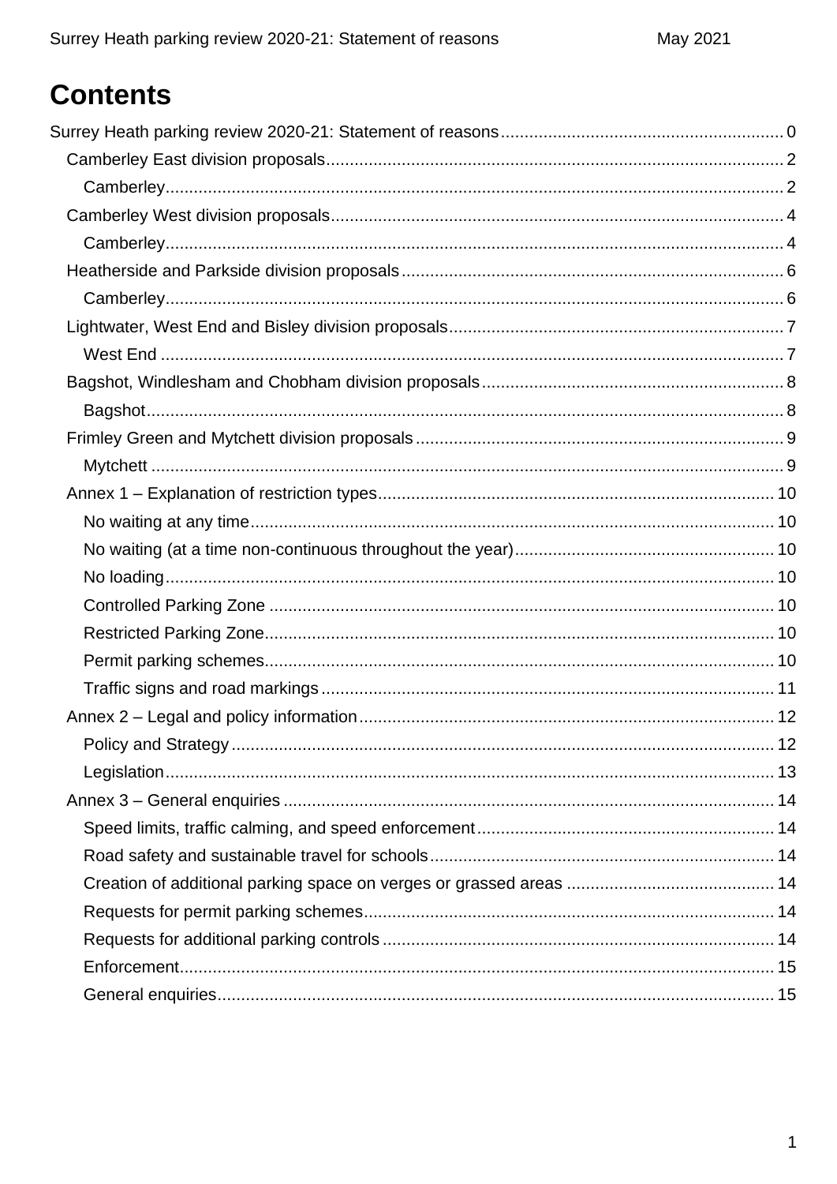# Contents

- Surrey Heath parking review 2020-21: Statement of reasons ........ 0
  - Camberley East division proposals ........ 2
    - Camberley ........ 2
  - Camberley West division proposals ........ 4
    - Camberley ........ 4
  - Heatherside and Parkside division proposals ........ 6
    - Camberley ........ 6
  - Lightwater, West End and Bisley division proposals ........ 7
    - West End ........ 7
  - Bagshot, Windlesham and Chobham division proposals ........ 8
    - Bagshot ........ 8
  - Frimley Green and Mytchett division proposals ........ 9
    - Mytchett ........ 9
  - Annex 1 – Explanation of restriction types ........ 10
    - No waiting at any time ........ 10
    - No waiting (at a time non-continuous throughout the year) ........ 10
    - No loading ........ 10
    - Controlled Parking Zone ........ 10
    - Restricted Parking Zone ........ 10
    - Permit parking schemes ........ 10
    - Traffic signs and road markings ........ 11
  - Annex 2 – Legal and policy information ........ 12
    - Policy and Strategy ........ 12
    - Legislation ........ 13
  - Annex 3 – General enquiries ........ 14
    - Speed limits, traffic calming, and speed enforcement ........ 14
    - Road safety and sustainable travel for schools ........ 14
    - Creation of additional parking space on verges or grassed areas ........ 14
    - Requests for permit parking schemes ........ 14
    - Requests for additional parking controls ........ 14
    - Enforcement ........ 15
    - General enquiries ........ 15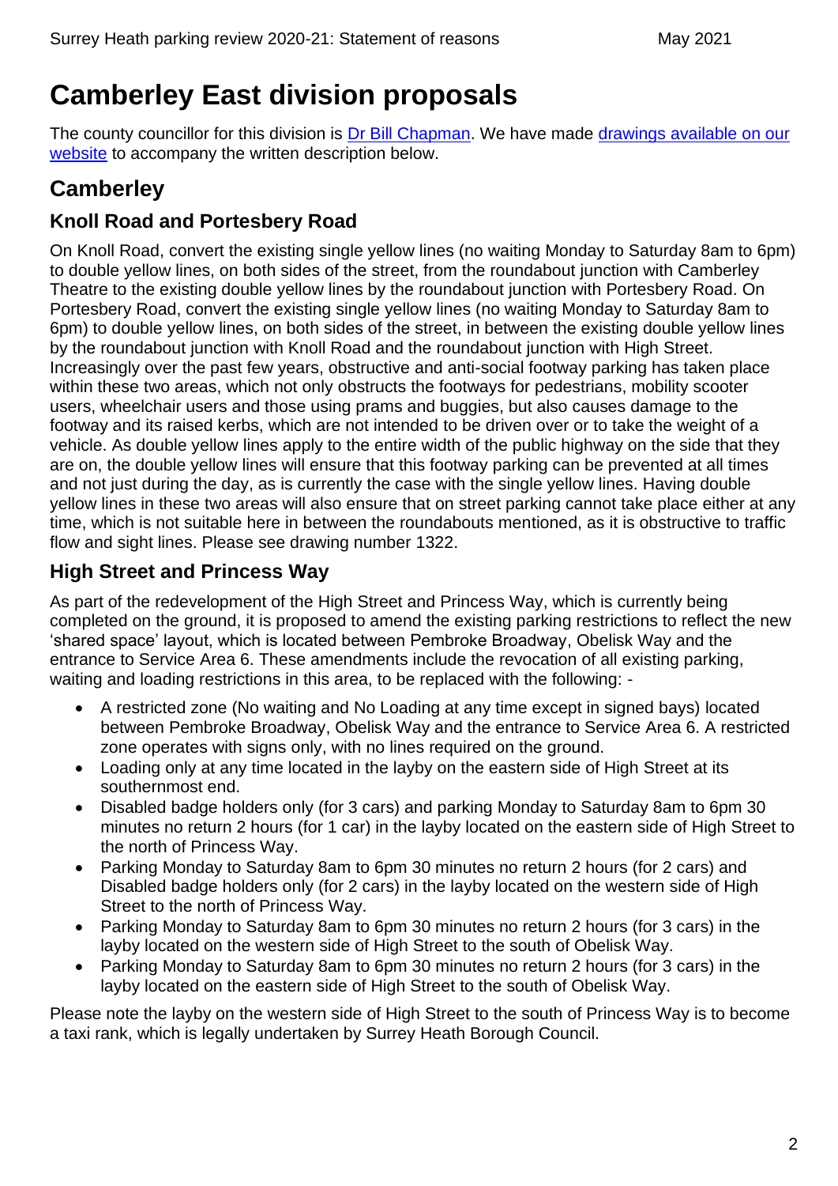# Camberley East division proposals

The county councillor for this division is Dr Bill Chapman. We have made drawings available on our website to accompany the written description below.

## Camberley

### Knoll Road and Portesbery Road

On Knoll Road, convert the existing single yellow lines (no waiting Monday to Saturday 8am to 6pm) to double yellow lines, on both sides of the street, from the roundabout junction with Camberley Theatre to the existing double yellow lines by the roundabout junction with Portesbery Road. On Portesbery Road, convert the existing single yellow lines (no waiting Monday to Saturday 8am to 6pm) to double yellow lines, on both sides of the street, in between the existing double yellow lines by the roundabout junction with Knoll Road and the roundabout junction with High Street. Increasingly over the past few years, obstructive and anti-social footway parking has taken place within these two areas, which not only obstructs the footways for pedestrians, mobility scooter users, wheelchair users and those using prams and buggies, but also causes damage to the footway and its raised kerbs, which are not intended to be driven over or to take the weight of a vehicle. As double yellow lines apply to the entire width of the public highway on the side that they are on, the double yellow lines will ensure that this footway parking can be prevented at all times and not just during the day, as is currently the case with the single yellow lines. Having double yellow lines in these two areas will also ensure that on street parking cannot take place either at any time, which is not suitable here in between the roundabouts mentioned, as it is obstructive to traffic flow and sight lines. Please see drawing number 1322.

### High Street and Princess Way

As part of the redevelopment of the High Street and Princess Way, which is currently being completed on the ground, it is proposed to amend the existing parking restrictions to reflect the new 'shared space' layout, which is located between Pembroke Broadway, Obelisk Way and the entrance to Service Area 6. These amendments include the revocation of all existing parking, waiting and loading restrictions in this area, to be replaced with the following: -

- A restricted zone (No waiting and No Loading at any time except in signed bays) located between Pembroke Broadway, Obelisk Way and the entrance to Service Area 6. A restricted zone operates with signs only, with no lines required on the ground.
- Loading only at any time located in the layby on the eastern side of High Street at its southernmost end.
- Disabled badge holders only (for 3 cars) and parking Monday to Saturday 8am to 6pm 30 minutes no return 2 hours (for 1 car) in the layby located on the eastern side of High Street to the north of Princess Way.
- Parking Monday to Saturday 8am to 6pm 30 minutes no return 2 hours (for 2 cars) and Disabled badge holders only (for 2 cars) in the layby located on the western side of High Street to the north of Princess Way.
- Parking Monday to Saturday 8am to 6pm 30 minutes no return 2 hours (for 3 cars) in the layby located on the western side of High Street to the south of Obelisk Way.
- Parking Monday to Saturday 8am to 6pm 30 minutes no return 2 hours (for 3 cars) in the layby located on the eastern side of High Street to the south of Obelisk Way.

Please note the layby on the western side of High Street to the south of Princess Way is to become a taxi rank, which is legally undertaken by Surrey Heath Borough Council.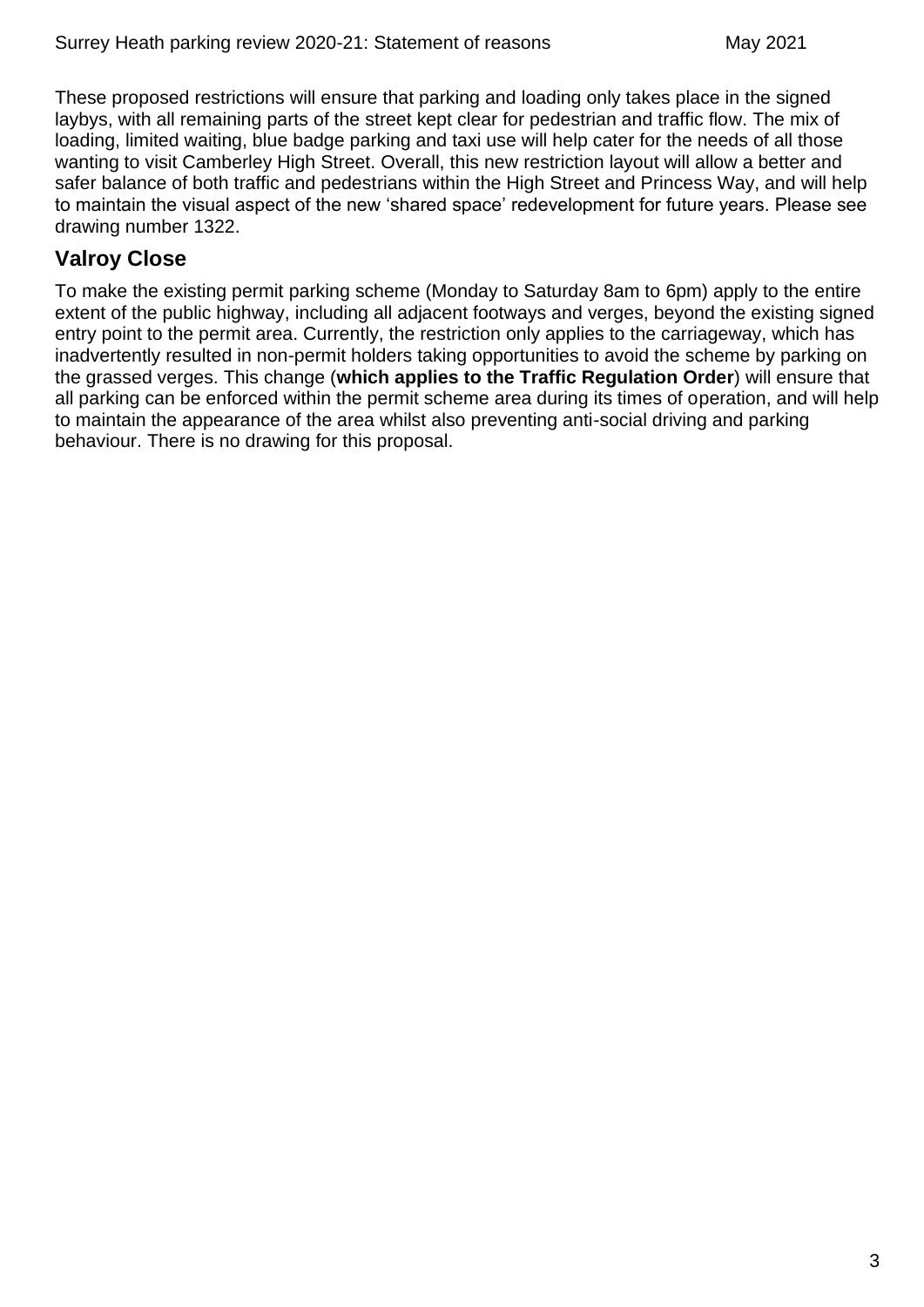These proposed restrictions will ensure that parking and loading only takes place in the signed laybys, with all remaining parts of the street kept clear for pedestrian and traffic flow. The mix of loading, limited waiting, blue badge parking and taxi use will help cater for the needs of all those wanting to visit Camberley High Street. Overall, this new restriction layout will allow a better and safer balance of both traffic and pedestrians within the High Street and Princess Way, and will help to maintain the visual aspect of the new 'shared space' redevelopment for future years. Please see drawing number 1322.

## Valroy Close

To make the existing permit parking scheme (Monday to Saturday 8am to 6pm) apply to the entire extent of the public highway, including all adjacent footways and verges, beyond the existing signed entry point to the permit area. Currently, the restriction only applies to the carriageway, which has inadvertently resulted in non-permit holders taking opportunities to avoid the scheme by parking on the grassed verges. This change (**which applies to the Traffic Regulation Order**) will ensure that all parking can be enforced within the permit scheme area during its times of operation, and will help to maintain the appearance of the area whilst also preventing anti-social driving and parking behaviour. There is no drawing for this proposal.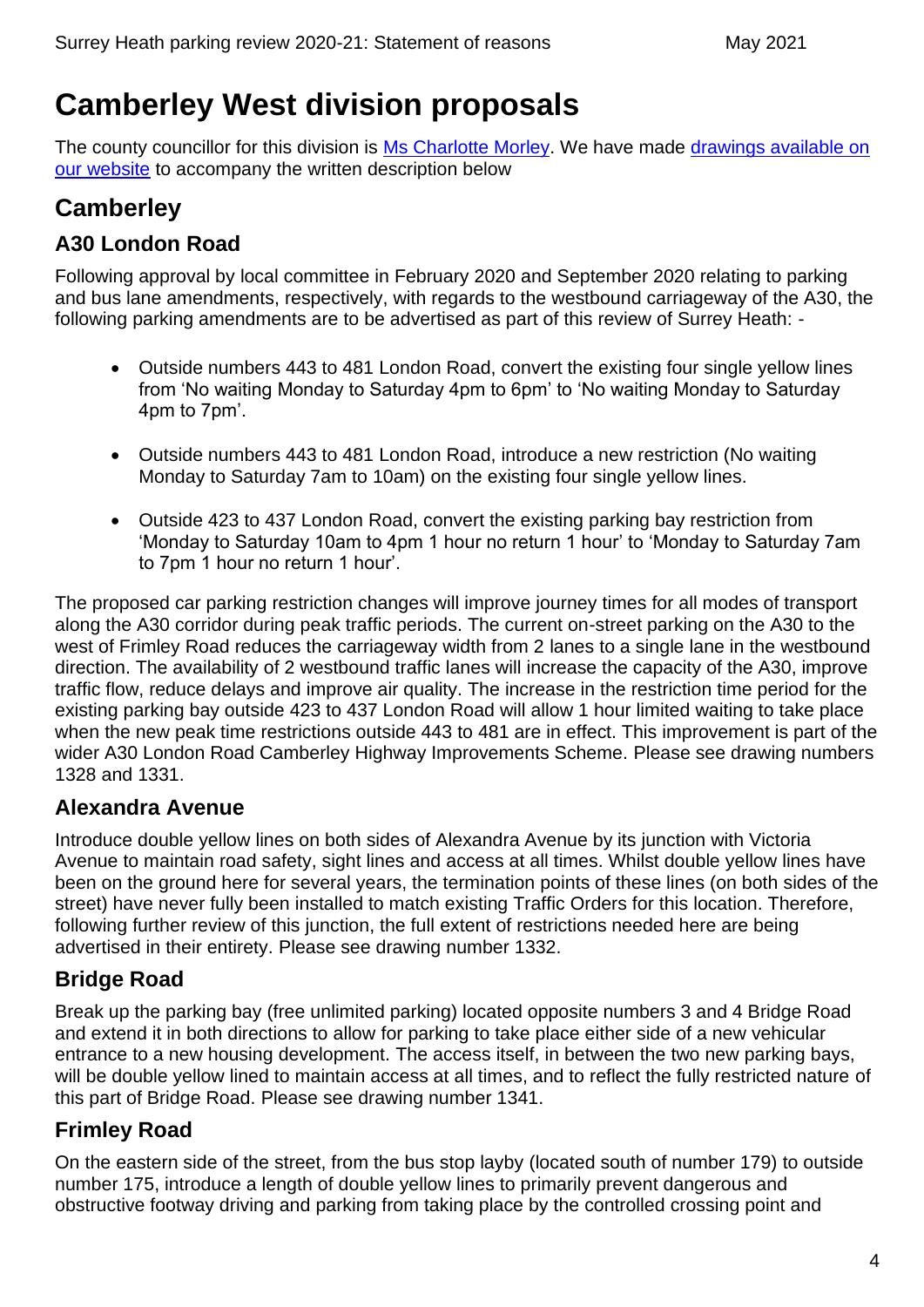# Camberley West division proposals

The county councillor for this division is [Ms Charlotte Morley](). We have made [drawings available on our website]() to accompany the written description below

## Camberley

### A30 London Road

Following approval by local committee in February 2020 and September 2020 relating to parking and bus lane amendments, respectively, with regards to the westbound carriageway of the A30, the following parking amendments are to be advertised as part of this review of Surrey Heath: -

- Outside numbers 443 to 481 London Road, convert the existing four single yellow lines from 'No waiting Monday to Saturday 4pm to 6pm' to 'No waiting Monday to Saturday 4pm to 7pm'.
- Outside numbers 443 to 481 London Road, introduce a new restriction (No waiting Monday to Saturday 7am to 10am) on the existing four single yellow lines.
- Outside 423 to 437 London Road, convert the existing parking bay restriction from 'Monday to Saturday 10am to 4pm 1 hour no return 1 hour' to 'Monday to Saturday 7am to 7pm 1 hour no return 1 hour'.

The proposed car parking restriction changes will improve journey times for all modes of transport along the A30 corridor during peak traffic periods. The current on-street parking on the A30 to the west of Frimley Road reduces the carriageway width from 2 lanes to a single lane in the westbound direction. The availability of 2 westbound traffic lanes will increase the capacity of the A30, improve traffic flow, reduce delays and improve air quality. The increase in the restriction time period for the existing parking bay outside 423 to 437 London Road will allow 1 hour limited waiting to take place when the new peak time restrictions outside 443 to 481 are in effect. This improvement is part of the wider A30 London Road Camberley Highway Improvements Scheme. Please see drawing numbers 1328 and 1331.

### Alexandra Avenue

Introduce double yellow lines on both sides of Alexandra Avenue by its junction with Victoria Avenue to maintain road safety, sight lines and access at all times. Whilst double yellow lines have been on the ground here for several years, the termination points of these lines (on both sides of the street) have never fully been installed to match existing Traffic Orders for this location. Therefore, following further review of this junction, the full extent of restrictions needed here are being advertised in their entirety. Please see drawing number 1332.

### Bridge Road

Break up the parking bay (free unlimited parking) located opposite numbers 3 and 4 Bridge Road and extend it in both directions to allow for parking to take place either side of a new vehicular entrance to a new housing development. The access itself, in between the two new parking bays, will be double yellow lined to maintain access at all times, and to reflect the fully restricted nature of this part of Bridge Road. Please see drawing number 1341.

### Frimley Road

On the eastern side of the street, from the bus stop layby (located south of number 179) to outside number 175, introduce a length of double yellow lines to primarily prevent dangerous and obstructive footway driving and parking from taking place by the controlled crossing point and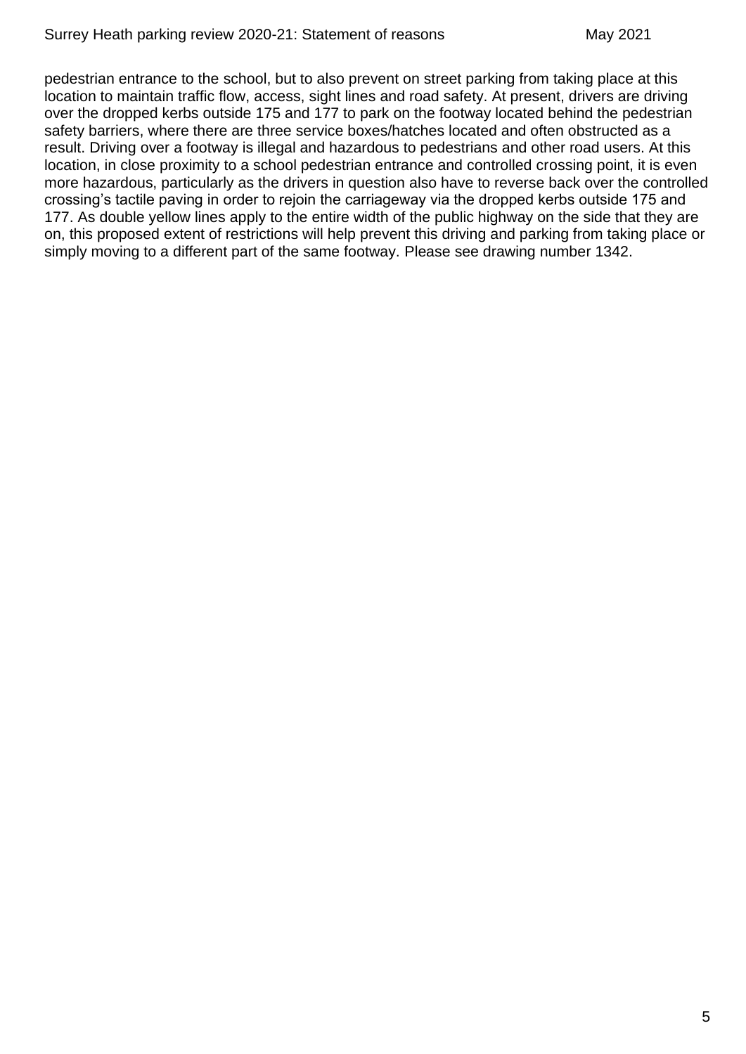pedestrian entrance to the school, but to also prevent on street parking from taking place at this location to maintain traffic flow, access, sight lines and road safety. At present, drivers are driving over the dropped kerbs outside 175 and 177 to park on the footway located behind the pedestrian safety barriers, where there are three service boxes/hatches located and often obstructed as a result. Driving over a footway is illegal and hazardous to pedestrians and other road users. At this location, in close proximity to a school pedestrian entrance and controlled crossing point, it is even more hazardous, particularly as the drivers in question also have to reverse back over the controlled crossing's tactile paving in order to rejoin the carriageway via the dropped kerbs outside 175 and 177. As double yellow lines apply to the entire width of the public highway on the side that they are on, this proposed extent of restrictions will help prevent this driving and parking from taking place or simply moving to a different part of the same footway. Please see drawing number 1342.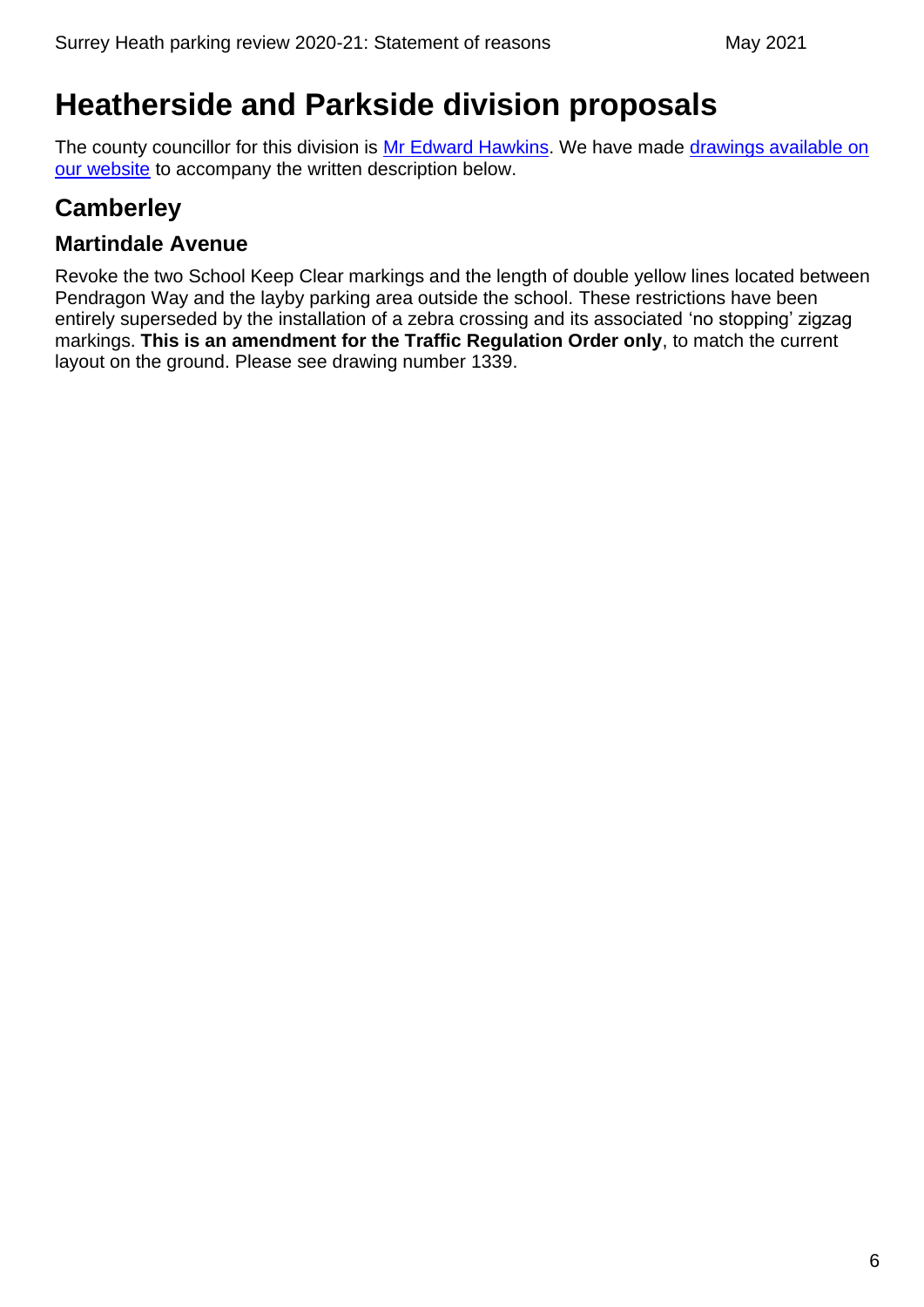# Heatherside and Parkside division proposals

The county councillor for this division is Mr Edward Hawkins. We have made drawings available on our website to accompany the written description below.

## Camberley

### Martindale Avenue

Revoke the two School Keep Clear markings and the length of double yellow lines located between Pendragon Way and the layby parking area outside the school. These restrictions have been entirely superseded by the installation of a zebra crossing and its associated 'no stopping' zigzag markings. **This is an amendment for the Traffic Regulation Order only**, to match the current layout on the ground. Please see drawing number 1339.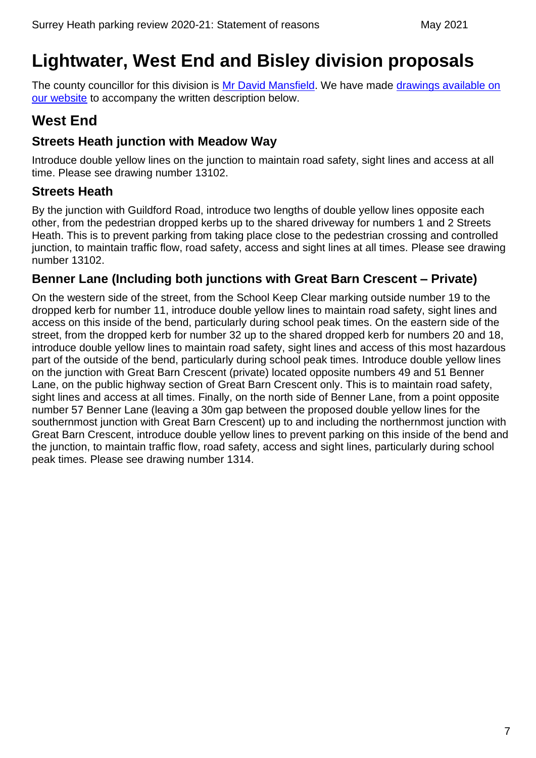# Lightwater, West End and Bisley division proposals

The county councillor for this division is [Mr David Mansfield](). We have made [drawings available on our website]() to accompany the written description below.

## West End

### Streets Heath junction with Meadow Way

Introduce double yellow lines on the junction to maintain road safety, sight lines and access at all time. Please see drawing number 13102.

### Streets Heath

By the junction with Guildford Road, introduce two lengths of double yellow lines opposite each other, from the pedestrian dropped kerbs up to the shared driveway for numbers 1 and 2 Streets Heath. This is to prevent parking from taking place close to the pedestrian crossing and controlled junction, to maintain traffic flow, road safety, access and sight lines at all times. Please see drawing number 13102.

### Benner Lane (Including both junctions with Great Barn Crescent – Private)

On the western side of the street, from the School Keep Clear marking outside number 19 to the dropped kerb for number 11, introduce double yellow lines to maintain road safety, sight lines and access on this inside of the bend, particularly during school peak times. On the eastern side of the street, from the dropped kerb for number 32 up to the shared dropped kerb for numbers 20 and 18, introduce double yellow lines to maintain road safety, sight lines and access of this most hazardous part of the outside of the bend, particularly during school peak times. Introduce double yellow lines on the junction with Great Barn Crescent (private) located opposite numbers 49 and 51 Benner Lane, on the public highway section of Great Barn Crescent only. This is to maintain road safety, sight lines and access at all times. Finally, on the north side of Benner Lane, from a point opposite number 57 Benner Lane (leaving a 30m gap between the proposed double yellow lines for the southernmost junction with Great Barn Crescent) up to and including the northernmost junction with Great Barn Crescent, introduce double yellow lines to prevent parking on this inside of the bend and the junction, to maintain traffic flow, road safety, access and sight lines, particularly during school peak times. Please see drawing number 1314.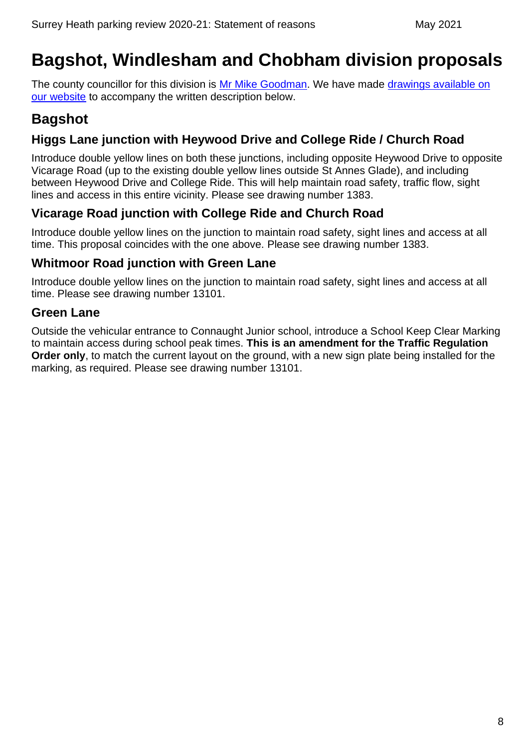# Bagshot, Windlesham and Chobham division proposals

The county councillor for this division is [Mr Mike Goodman](). We have made [drawings available on our website]() to accompany the written description below.

## Bagshot

### Higgs Lane junction with Heywood Drive and College Ride / Church Road

Introduce double yellow lines on both these junctions, including opposite Heywood Drive to opposite Vicarage Road (up to the existing double yellow lines outside St Annes Glade), and including between Heywood Drive and College Ride. This will help maintain road safety, traffic flow, sight lines and access in this entire vicinity. Please see drawing number 1383.

### Vicarage Road junction with College Ride and Church Road

Introduce double yellow lines on the junction to maintain road safety, sight lines and access at all time. This proposal coincides with the one above. Please see drawing number 1383.

### Whitmoor Road junction with Green Lane

Introduce double yellow lines on the junction to maintain road safety, sight lines and access at all time. Please see drawing number 13101.

### Green Lane

Outside the vehicular entrance to Connaught Junior school, introduce a School Keep Clear Marking to maintain access during school peak times. **This is an amendment for the Traffic Regulation Order only**, to match the current layout on the ground, with a new sign plate being installed for the marking, as required. Please see drawing number 13101.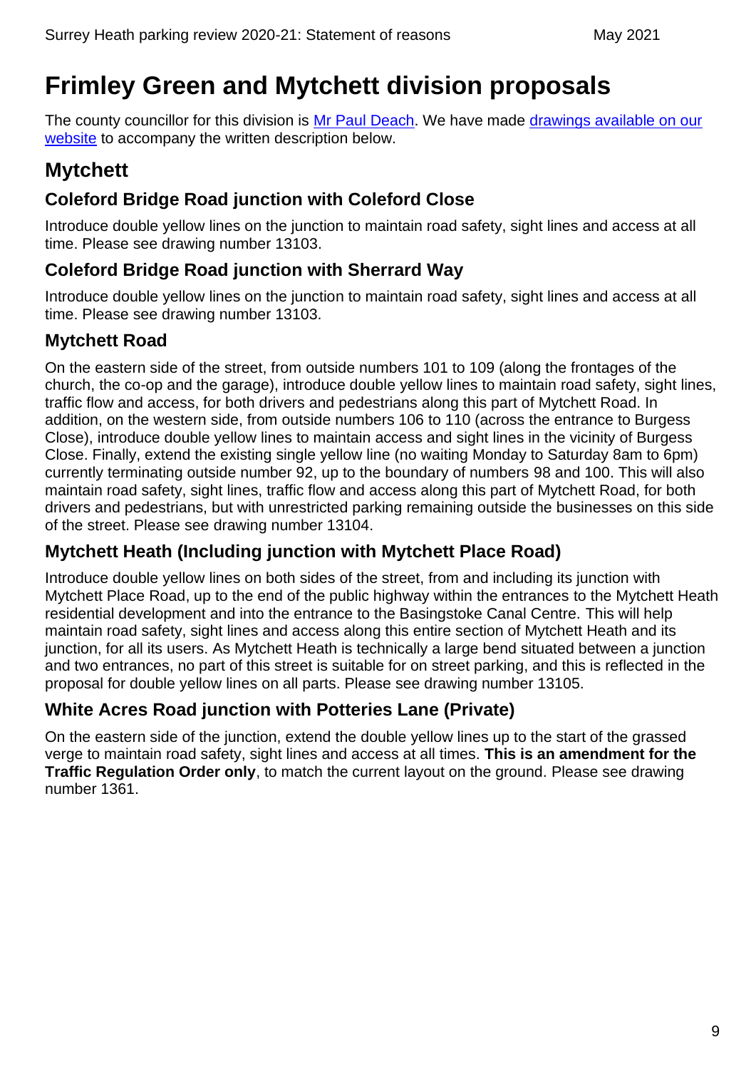# Frimley Green and Mytchett division proposals

The county councillor for this division is Mr Paul Deach. We have made drawings available on our website to accompany the written description below.

## Mytchett

### Coleford Bridge Road junction with Coleford Close

Introduce double yellow lines on the junction to maintain road safety, sight lines and access at all time. Please see drawing number 13103.

### Coleford Bridge Road junction with Sherrard Way

Introduce double yellow lines on the junction to maintain road safety, sight lines and access at all time. Please see drawing number 13103.

### Mytchett Road

On the eastern side of the street, from outside numbers 101 to 109 (along the frontages of the church, the co-op and the garage), introduce double yellow lines to maintain road safety, sight lines, traffic flow and access, for both drivers and pedestrians along this part of Mytchett Road. In addition, on the western side, from outside numbers 106 to 110 (across the entrance to Burgess Close), introduce double yellow lines to maintain access and sight lines in the vicinity of Burgess Close. Finally, extend the existing single yellow line (no waiting Monday to Saturday 8am to 6pm) currently terminating outside number 92, up to the boundary of numbers 98 and 100. This will also maintain road safety, sight lines, traffic flow and access along this part of Mytchett Road, for both drivers and pedestrians, but with unrestricted parking remaining outside the businesses on this side of the street. Please see drawing number 13104.

### Mytchett Heath (Including junction with Mytchett Place Road)

Introduce double yellow lines on both sides of the street, from and including its junction with Mytchett Place Road, up to the end of the public highway within the entrances to the Mytchett Heath residential development and into the entrance to the Basingstoke Canal Centre. This will help maintain road safety, sight lines and access along this entire section of Mytchett Heath and its junction, for all its users. As Mytchett Heath is technically a large bend situated between a junction and two entrances, no part of this street is suitable for on street parking, and this is reflected in the proposal for double yellow lines on all parts. Please see drawing number 13105.

### White Acres Road junction with Potteries Lane (Private)

On the eastern side of the junction, extend the double yellow lines up to the start of the grassed verge to maintain road safety, sight lines and access at all times. **This is an amendment for the Traffic Regulation Order only**, to match the current layout on the ground. Please see drawing number 1361.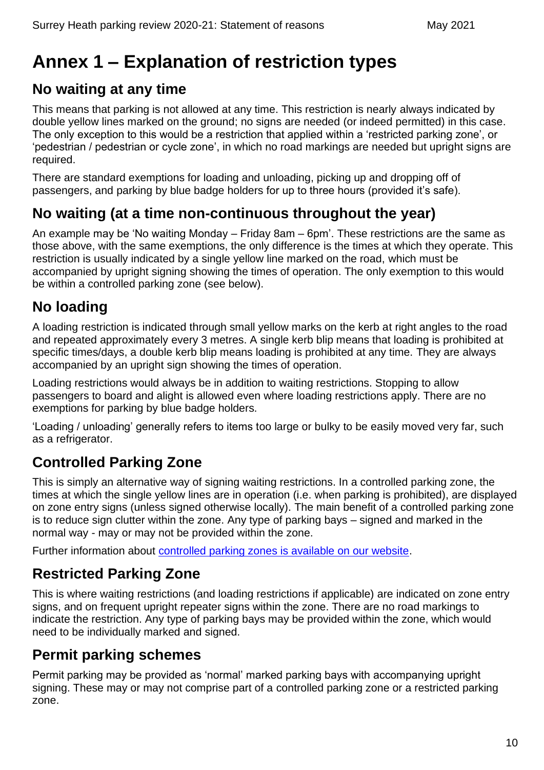# Annex 1 – Explanation of restriction types

## No waiting at any time

This means that parking is not allowed at any time. This restriction is nearly always indicated by double yellow lines marked on the ground; no signs are needed (or indeed permitted) in this case. The only exception to this would be a restriction that applied within a 'restricted parking zone', or 'pedestrian / pedestrian or cycle zone', in which no road markings are needed but upright signs are required.

There are standard exemptions for loading and unloading, picking up and dropping off of passengers, and parking by blue badge holders for up to three hours (provided it's safe).

## No waiting (at a time non-continuous throughout the year)

An example may be 'No waiting Monday – Friday 8am – 6pm'. These restrictions are the same as those above, with the same exemptions, the only difference is the times at which they operate. This restriction is usually indicated by a single yellow line marked on the road, which must be accompanied by upright signing showing the times of operation. The only exemption to this would be within a controlled parking zone (see below).

## No loading

A loading restriction is indicated through small yellow marks on the kerb at right angles to the road and repeated approximately every 3 metres. A single kerb blip means that loading is prohibited at specific times/days, a double kerb blip means loading is prohibited at any time. They are always accompanied by an upright sign showing the times of operation.

Loading restrictions would always be in addition to waiting restrictions. Stopping to allow passengers to board and alight is allowed even where loading restrictions apply. There are no exemptions for parking by blue badge holders.

'Loading / unloading' generally refers to items too large or bulky to be easily moved very far, such as a refrigerator.

## Controlled Parking Zone

This is simply an alternative way of signing waiting restrictions. In a controlled parking zone, the times at which the single yellow lines are in operation (i.e. when parking is prohibited), are displayed on zone entry signs (unless signed otherwise locally). The main benefit of a controlled parking zone is to reduce sign clutter within the zone. Any type of parking bays – signed and marked in the normal way - may or may not be provided within the zone.

Further information about [controlled parking zones is available on our website](#).

## Restricted Parking Zone

This is where waiting restrictions (and loading restrictions if applicable) are indicated on zone entry signs, and on frequent upright repeater signs within the zone. There are no road markings to indicate the restriction. Any type of parking bays may be provided within the zone, which would need to be individually marked and signed.

## Permit parking schemes

Permit parking may be provided as 'normal' marked parking bays with accompanying upright signing. These may or may not comprise part of a controlled parking zone or a restricted parking zone.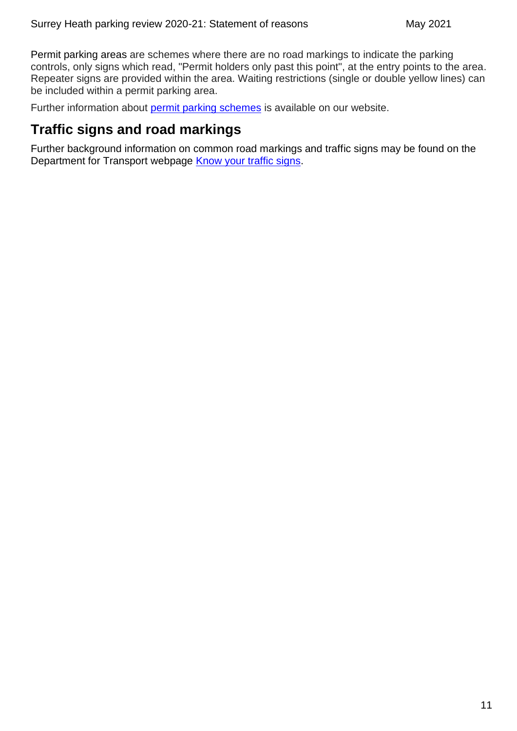Permit parking areas are schemes where there are no road markings to indicate the parking controls, only signs which read, "Permit holders only past this point", at the entry points to the area. Repeater signs are provided within the area. Waiting restrictions (single or double yellow lines) can be included within a permit parking area.

Further information about permit parking schemes is available on our website.

## Traffic signs and road markings

Further background information on common road markings and traffic signs may be found on the Department for Transport webpage Know your traffic signs.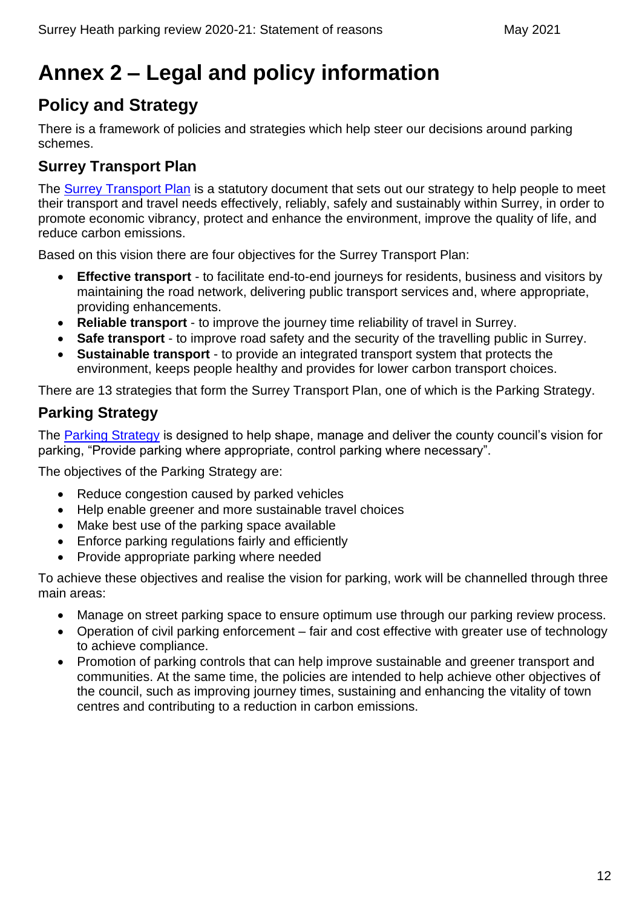# Annex 2 – Legal and policy information

## Policy and Strategy

There is a framework of policies and strategies which help steer our decisions around parking schemes.

### Surrey Transport Plan

The Surrey Transport Plan is a statutory document that sets out our strategy to help people to meet their transport and travel needs effectively, reliably, safely and sustainably within Surrey, in order to promote economic vibrancy, protect and enhance the environment, improve the quality of life, and reduce carbon emissions.

Based on this vision there are four objectives for the Surrey Transport Plan:

- **Effective transport** - to facilitate end-to-end journeys for residents, business and visitors by maintaining the road network, delivering public transport services and, where appropriate, providing enhancements.
- **Reliable transport** - to improve the journey time reliability of travel in Surrey.
- **Safe transport** - to improve road safety and the security of the travelling public in Surrey.
- **Sustainable transport** - to provide an integrated transport system that protects the environment, keeps people healthy and provides for lower carbon transport choices.

There are 13 strategies that form the Surrey Transport Plan, one of which is the Parking Strategy.

### Parking Strategy

The Parking Strategy is designed to help shape, manage and deliver the county council's vision for parking, "Provide parking where appropriate, control parking where necessary".

The objectives of the Parking Strategy are:

- Reduce congestion caused by parked vehicles
- Help enable greener and more sustainable travel choices
- Make best use of the parking space available
- Enforce parking regulations fairly and efficiently
- Provide appropriate parking where needed

To achieve these objectives and realise the vision for parking, work will be channelled through three main areas:

- Manage on street parking space to ensure optimum use through our parking review process.
- Operation of civil parking enforcement – fair and cost effective with greater use of technology to achieve compliance.
- Promotion of parking controls that can help improve sustainable and greener transport and communities. At the same time, the policies are intended to help achieve other objectives of the council, such as improving journey times, sustaining and enhancing the vitality of town centres and contributing to a reduction in carbon emissions.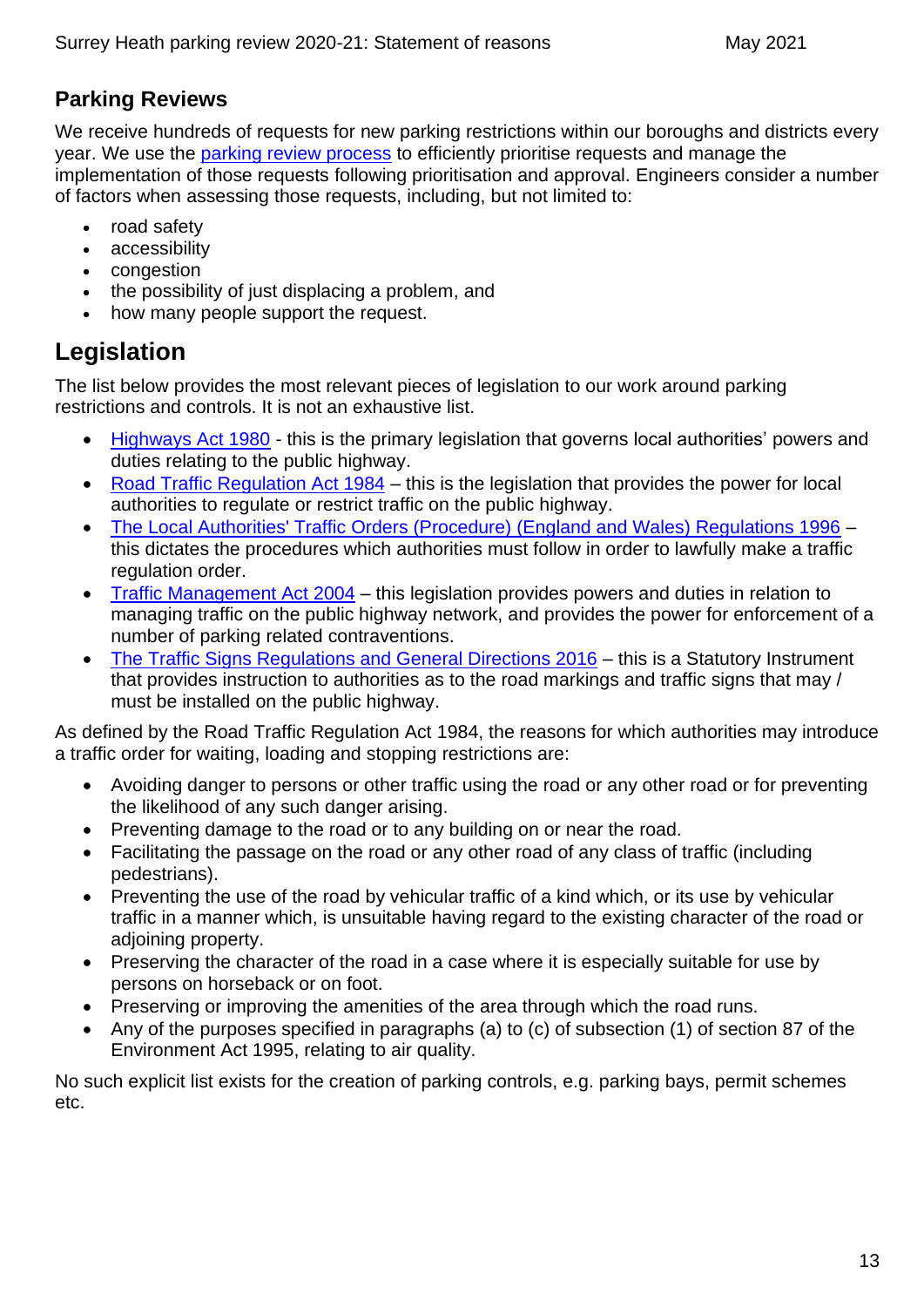### Parking Reviews

We receive hundreds of requests for new parking restrictions within our boroughs and districts every year. We use the parking review process to efficiently prioritise requests and manage the implementation of those requests following prioritisation and approval. Engineers consider a number of factors when assessing those requests, including, but not limited to:

- road safety
- accessibility
- congestion
- the possibility of just displacing a problem, and
- how many people support the request.

## Legislation

The list below provides the most relevant pieces of legislation to our work around parking restrictions and controls. It is not an exhaustive list.

- Highways Act 1980 - this is the primary legislation that governs local authorities' powers and duties relating to the public highway.
- Road Traffic Regulation Act 1984 – this is the legislation that provides the power for local authorities to regulate or restrict traffic on the public highway.
- The Local Authorities' Traffic Orders (Procedure) (England and Wales) Regulations 1996 – this dictates the procedures which authorities must follow in order to lawfully make a traffic regulation order.
- Traffic Management Act 2004 – this legislation provides powers and duties in relation to managing traffic on the public highway network, and provides the power for enforcement of a number of parking related contraventions.
- The Traffic Signs Regulations and General Directions 2016 – this is a Statutory Instrument that provides instruction to authorities as to the road markings and traffic signs that may / must be installed on the public highway.

As defined by the Road Traffic Regulation Act 1984, the reasons for which authorities may introduce a traffic order for waiting, loading and stopping restrictions are:

- Avoiding danger to persons or other traffic using the road or any other road or for preventing the likelihood of any such danger arising.
- Preventing damage to the road or to any building on or near the road.
- Facilitating the passage on the road or any other road of any class of traffic (including pedestrians).
- Preventing the use of the road by vehicular traffic of a kind which, or its use by vehicular traffic in a manner which, is unsuitable having regard to the existing character of the road or adjoining property.
- Preserving the character of the road in a case where it is especially suitable for use by persons on horseback or on foot.
- Preserving or improving the amenities of the area through which the road runs.
- Any of the purposes specified in paragraphs (a) to (c) of subsection (1) of section 87 of the Environment Act 1995, relating to air quality.

No such explicit list exists for the creation of parking controls, e.g. parking bays, permit schemes etc.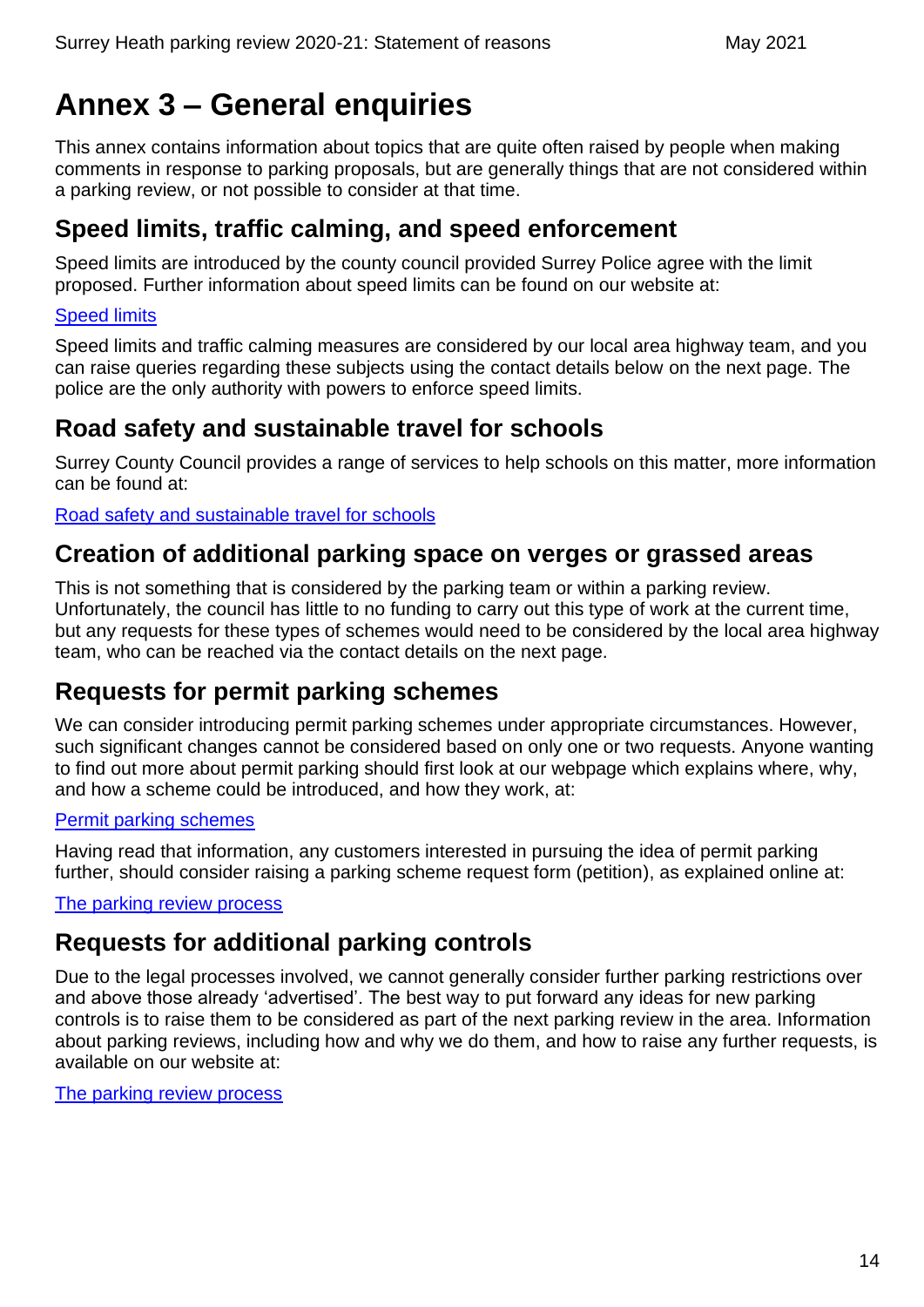# Annex 3 – General enquiries

This annex contains information about topics that are quite often raised by people when making comments in response to parking proposals, but are generally things that are not considered within a parking review, or not possible to consider at that time.

## Speed limits, traffic calming, and speed enforcement

Speed limits are introduced by the county council provided Surrey Police agree with the limit proposed. Further information about speed limits can be found on our website at:

Speed limits

Speed limits and traffic calming measures are considered by our local area highway team, and you can raise queries regarding these subjects using the contact details below on the next page. The police are the only authority with powers to enforce speed limits.

## Road safety and sustainable travel for schools

Surrey County Council provides a range of services to help schools on this matter, more information can be found at:

Road safety and sustainable travel for schools

## Creation of additional parking space on verges or grassed areas

This is not something that is considered by the parking team or within a parking review. Unfortunately, the council has little to no funding to carry out this type of work at the current time, but any requests for these types of schemes would need to be considered by the local area highway team, who can be reached via the contact details on the next page.

## Requests for permit parking schemes

We can consider introducing permit parking schemes under appropriate circumstances. However, such significant changes cannot be considered based on only one or two requests. Anyone wanting to find out more about permit parking should first look at our webpage which explains where, why, and how a scheme could be introduced, and how they work, at:

Permit parking schemes

Having read that information, any customers interested in pursuing the idea of permit parking further, should consider raising a parking scheme request form (petition), as explained online at:

The parking review process

## Requests for additional parking controls

Due to the legal processes involved, we cannot generally consider further parking restrictions over and above those already 'advertised'. The best way to put forward any ideas for new parking controls is to raise them to be considered as part of the next parking review in the area. Information about parking reviews, including how and why we do them, and how to raise any further requests, is available on our website at:

The parking review process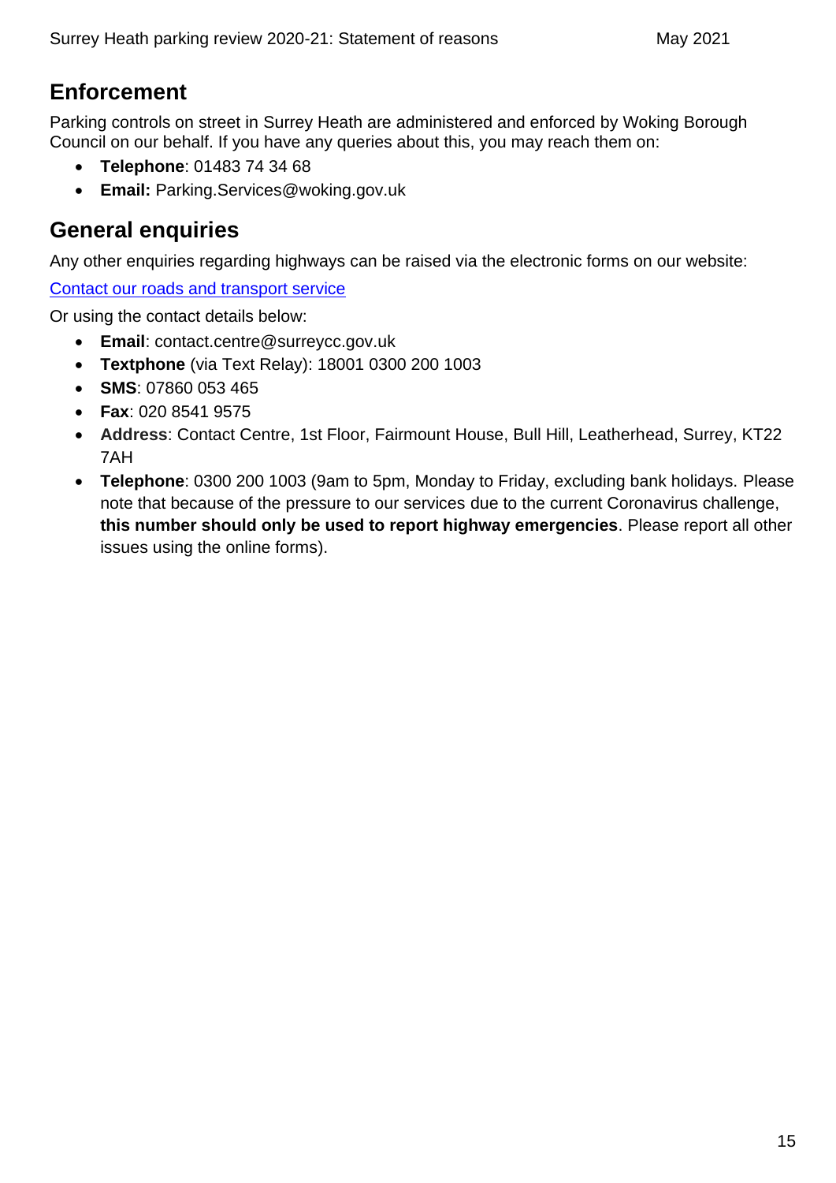## Enforcement

Parking controls on street in Surrey Heath are administered and enforced by Woking Borough Council on our behalf. If you have any queries about this, you may reach them on:

- **Telephone**: 01483 74 34 68
- **Email:** Parking.Services@woking.gov.uk

## General enquiries

Any other enquiries regarding highways can be raised via the electronic forms on our website:

[Contact our roads and transport service]

Or using the contact details below:

- **Email**: contact.centre@surreycc.gov.uk
- **Textphone** (via Text Relay): 18001 0300 200 1003
- **SMS**: 07860 053 465
- **Fax**: 020 8541 9575
- **Address**: Contact Centre, 1st Floor, Fairmount House, Bull Hill, Leatherhead, Surrey, KT22 7AH
- **Telephone**: 0300 200 1003 (9am to 5pm, Monday to Friday, excluding bank holidays. Please note that because of the pressure to our services due to the current Coronavirus challenge, **this number should only be used to report highway emergencies**. Please report all other issues using the online forms).